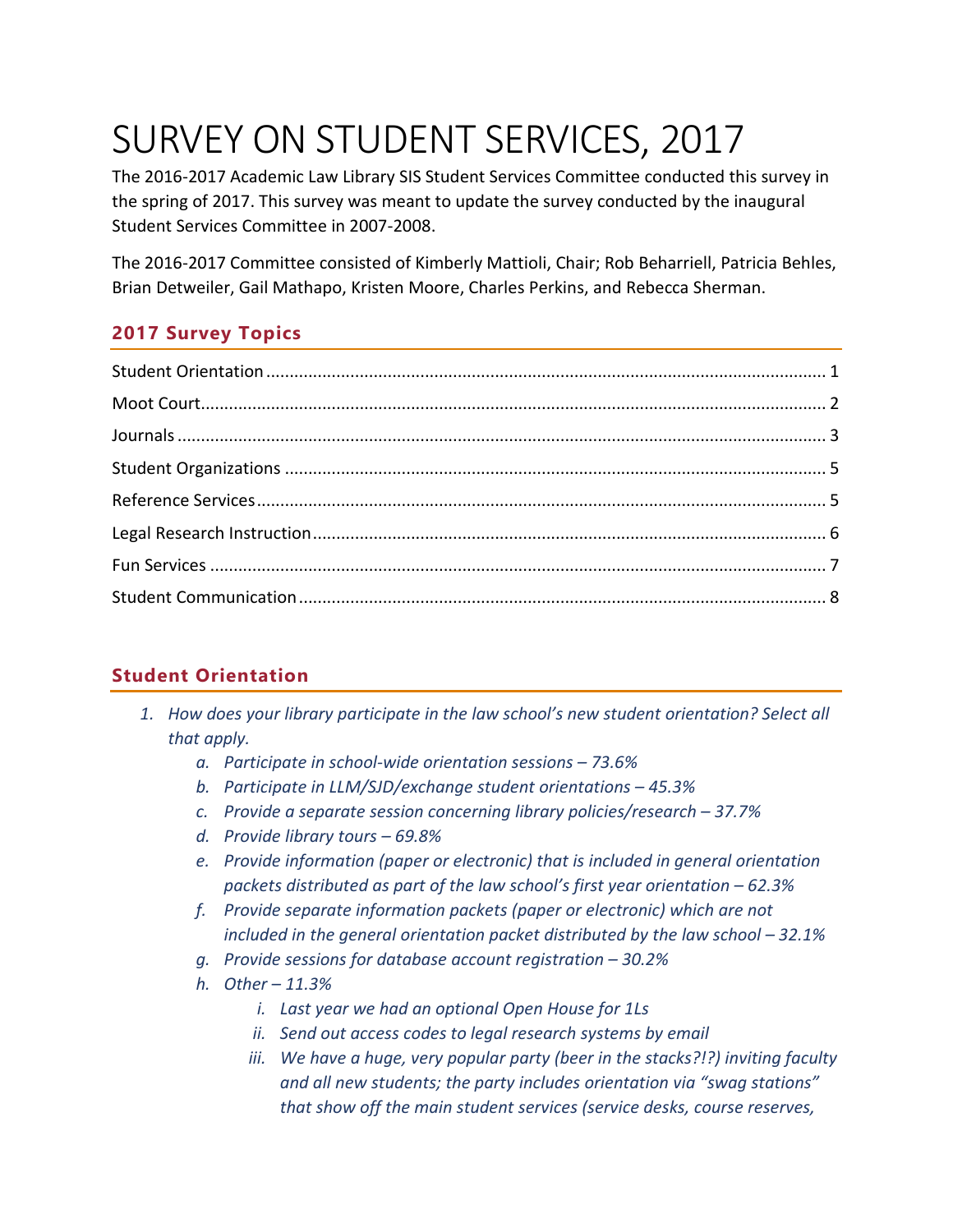# SURVEY ON STUDENT SERVICES, 2017

The 2016-2017 Academic Law Library SIS Student Services Committee conducted this survey in the spring of 2017. This survey was meant to update the survey conducted by the inaugural Student Services Committee in 2007-2008.

The 2016-2017 Committee consisted of Kimberly Mattioli, Chair; Rob Beharriell, Patricia Behles, Brian Detweiler, Gail Mathapo, Kristen Moore, Charles Perkins, and Rebecca Sherman.

## 2017 Survey Topics

- Student Orientation ..... 1
- Moot Court ..... 2
- Journals ..... 3
- Student Organizations ..... 5
- Reference Services ..... 5
- Legal Research Instruction ..... 6
- Fun Services ..... 7
- Student Communication ..... 8

## Student Orientation

1. *How does your library participate in the law school's new student orientation? Select all that apply.*
   a. *Participate in school-wide orientation sessions – 73.6%*
   b. *Participate in LLM/SJD/exchange student orientations – 45.3%*
   c. *Provide a separate session concerning library policies/research – 37.7%*
   d. *Provide library tours – 69.8%*
   e. *Provide information (paper or electronic) that is included in general orientation packets distributed as part of the law school's first year orientation – 62.3%*
   f. *Provide separate information packets (paper or electronic) which are not included in the general orientation packet distributed by the law school – 32.1%*
   g. *Provide sessions for database account registration – 30.2%*
   h. *Other – 11.3%*
      i. *Last year we had an optional Open House for 1Ls*
      ii. *Send out access codes to legal research systems by email*
      iii. *We have a huge, very popular party (beer in the stacks?!?) inviting faculty and all new students; the party includes orientation via "swag stations" that show off the main student services (service desks, course reserves,*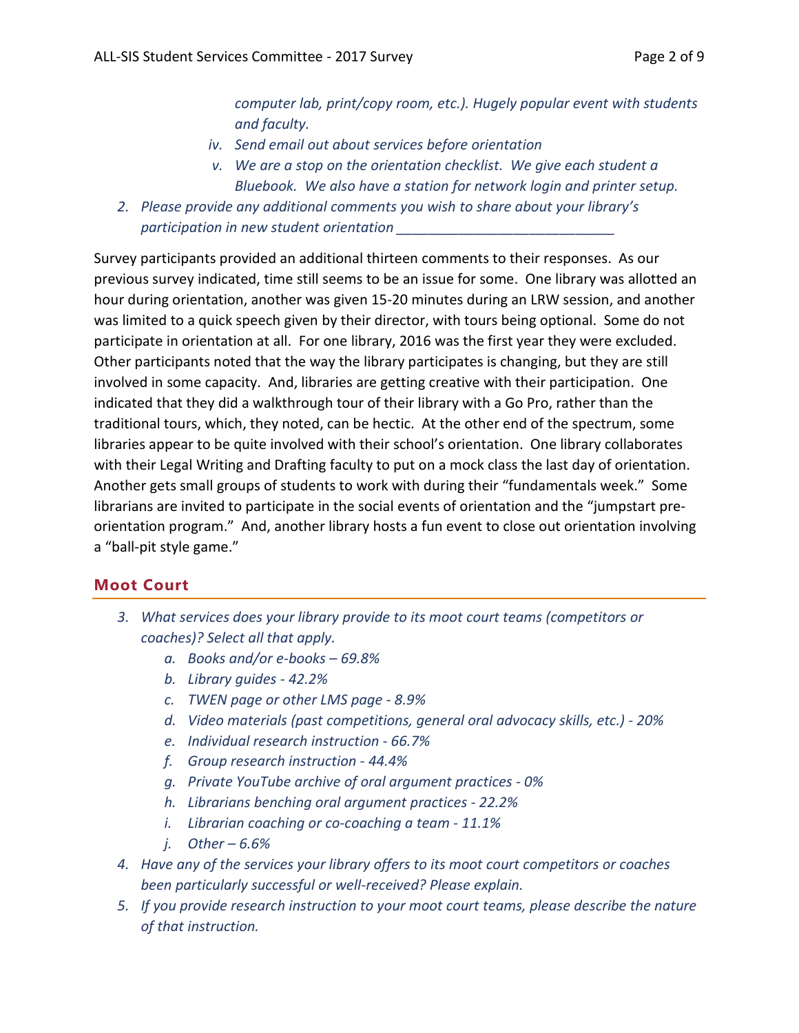*computer lab, print/copy room, etc.). Hugely popular event with students and faculty.*

   iv. *Send email out about services before orientation*
   v. *We are a stop on the orientation checklist. We give each student a Bluebook. We also have a station for network login and printer setup.*

2. *Please provide any additional comments you wish to share about your library's participation in new student orientation \_\_\_\_\_\_\_\_\_\_\_\_\_\_\_\_\_\_\_\_\_\_\_\_\_\_\_\_*

Survey participants provided an additional thirteen comments to their responses. As our previous survey indicated, time still seems to be an issue for some. One library was allotted an hour during orientation, another was given 15-20 minutes during an LRW session, and another was limited to a quick speech given by their director, with tours being optional. Some do not participate in orientation at all. For one library, 2016 was the first year they were excluded. Other participants noted that the way the library participates is changing, but they are still involved in some capacity. And, libraries are getting creative with their participation. One indicated that they did a walkthrough tour of their library with a Go Pro, rather than the traditional tours, which, they noted, can be hectic. At the other end of the spectrum, some libraries appear to be quite involved with their school's orientation. One library collaborates with their Legal Writing and Drafting faculty to put on a mock class the last day of orientation. Another gets small groups of students to work with during their "fundamentals week." Some librarians are invited to participate in the social events of orientation and the "jumpstart pre-orientation program." And, another library hosts a fun event to close out orientation involving a "ball-pit style game."

## Moot Court

3. *What services does your library provide to its moot court teams (competitors or coaches)? Select all that apply.*
   a. *Books and/or e-books – 69.8%*
   b. *Library guides - 42.2%*
   c. *TWEN page or other LMS page - 8.9%*
   d. *Video materials (past competitions, general oral advocacy skills, etc.) - 20%*
   e. *Individual research instruction - 66.7%*
   f. *Group research instruction - 44.4%*
   g. *Private YouTube archive of oral argument practices - 0%*
   h. *Librarians benching oral argument practices - 22.2%*
   i. *Librarian coaching or co-coaching a team - 11.1%*
   j. *Other – 6.6%*
4. *Have any of the services your library offers to its moot court competitors or coaches been particularly successful or well-received? Please explain.*
5. *If you provide research instruction to your moot court teams, please describe the nature of that instruction.*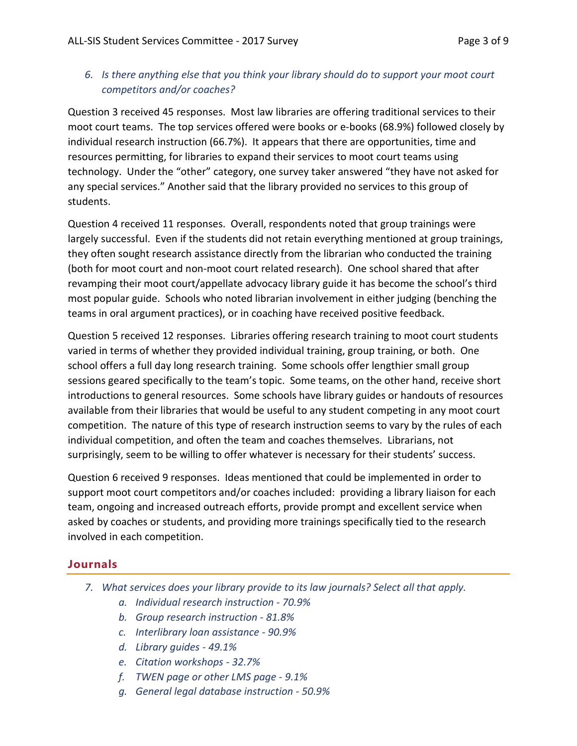6. *Is there anything else that you think your library should do to support your moot court competitors and/or coaches?*

Question 3 received 45 responses. Most law libraries are offering traditional services to their moot court teams. The top services offered were books or e-books (68.9%) followed closely by individual research instruction (66.7%). It appears that there are opportunities, time and resources permitting, for libraries to expand their services to moot court teams using technology. Under the "other" category, one survey taker answered "they have not asked for any special services." Another said that the library provided no services to this group of students.

Question 4 received 11 responses. Overall, respondents noted that group trainings were largely successful. Even if the students did not retain everything mentioned at group trainings, they often sought research assistance directly from the librarian who conducted the training (both for moot court and non-moot court related research). One school shared that after revamping their moot court/appellate advocacy library guide it has become the school's third most popular guide. Schools who noted librarian involvement in either judging (benching the teams in oral argument practices), or in coaching have received positive feedback.

Question 5 received 12 responses. Libraries offering research training to moot court students varied in terms of whether they provided individual training, group training, or both. One school offers a full day long research training. Some schools offer lengthier small group sessions geared specifically to the team's topic. Some teams, on the other hand, receive short introductions to general resources. Some schools have library guides or handouts of resources available from their libraries that would be useful to any student competing in any moot court competition. The nature of this type of research instruction seems to vary by the rules of each individual competition, and often the team and coaches themselves. Librarians, not surprisingly, seem to be willing to offer whatever is necessary for their students' success.

Question 6 received 9 responses. Ideas mentioned that could be implemented in order to support moot court competitors and/or coaches included: providing a library liaison for each team, ongoing and increased outreach efforts, provide prompt and excellent service when asked by coaches or students, and providing more trainings specifically tied to the research involved in each competition.

## Journals

7. *What services does your library provide to its law journals? Select all that apply.*
    a. *Individual research instruction - 70.9%*
    b. *Group research instruction - 81.8%*
    c. *Interlibrary loan assistance - 90.9%*
    d. *Library guides - 49.1%*
    e. *Citation workshops - 32.7%*
    f. *TWEN page or other LMS page - 9.1%*
    g. *General legal database instruction - 50.9%*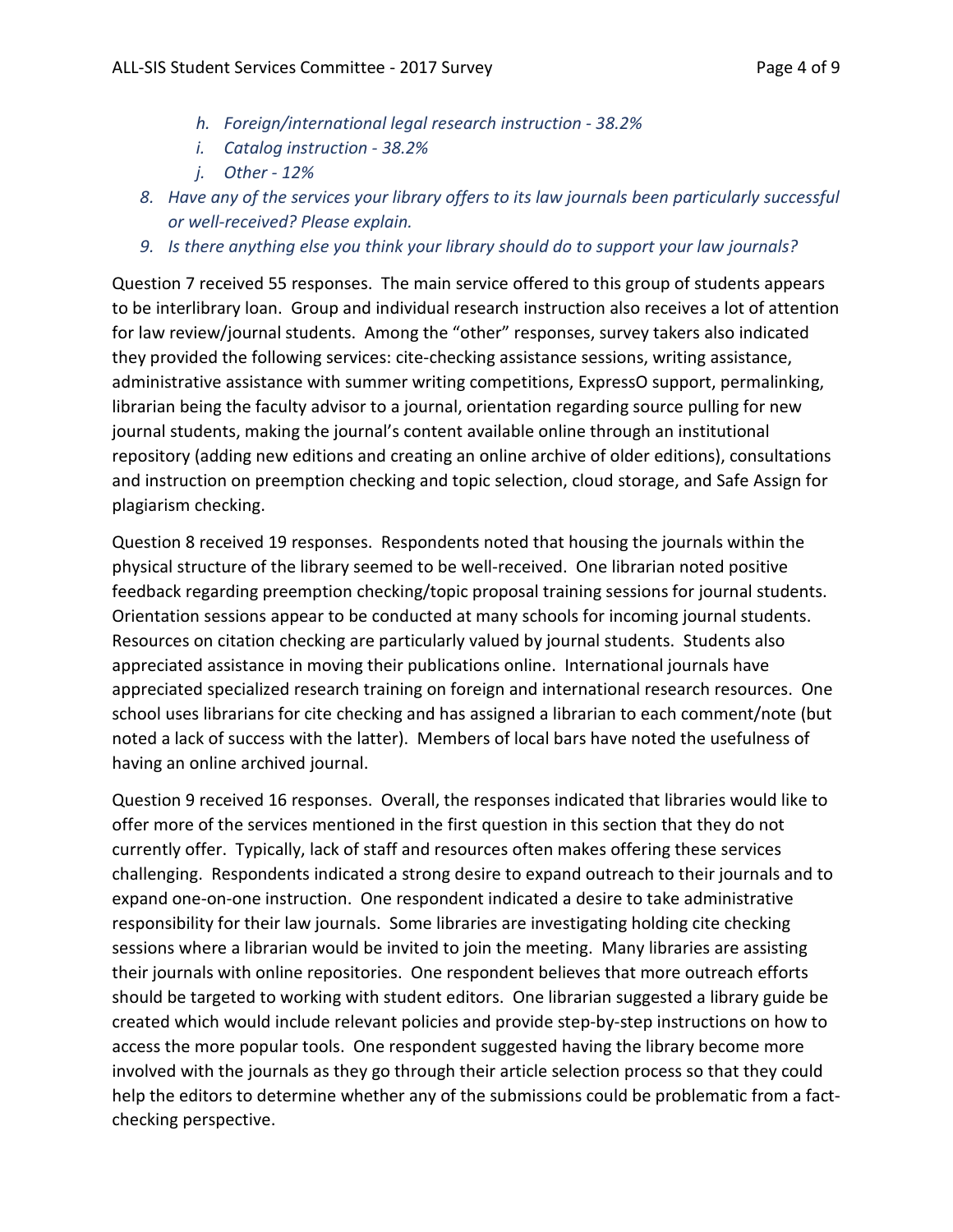h. *Foreign/international legal research instruction - 38.2%*
   i. *Catalog instruction - 38.2%*
   j. *Other - 12%*

8. *Have any of the services your library offers to its law journals been particularly successful or well-received? Please explain.*
9. *Is there anything else you think your library should do to support your law journals?*

Question 7 received 55 responses. The main service offered to this group of students appears to be interlibrary loan. Group and individual research instruction also receives a lot of attention for law review/journal students. Among the "other" responses, survey takers also indicated they provided the following services: cite-checking assistance sessions, writing assistance, administrative assistance with summer writing competitions, ExpressO support, permalinking, librarian being the faculty advisor to a journal, orientation regarding source pulling for new journal students, making the journal's content available online through an institutional repository (adding new editions and creating an online archive of older editions), consultations and instruction on preemption checking and topic selection, cloud storage, and Safe Assign for plagiarism checking.

Question 8 received 19 responses. Respondents noted that housing the journals within the physical structure of the library seemed to be well-received. One librarian noted positive feedback regarding preemption checking/topic proposal training sessions for journal students. Orientation sessions appear to be conducted at many schools for incoming journal students. Resources on citation checking are particularly valued by journal students. Students also appreciated assistance in moving their publications online. International journals have appreciated specialized research training on foreign and international research resources. One school uses librarians for cite checking and has assigned a librarian to each comment/note (but noted a lack of success with the latter). Members of local bars have noted the usefulness of having an online archived journal.

Question 9 received 16 responses. Overall, the responses indicated that libraries would like to offer more of the services mentioned in the first question in this section that they do not currently offer. Typically, lack of staff and resources often makes offering these services challenging. Respondents indicated a strong desire to expand outreach to their journals and to expand one-on-one instruction. One respondent indicated a desire to take administrative responsibility for their law journals. Some libraries are investigating holding cite checking sessions where a librarian would be invited to join the meeting. Many libraries are assisting their journals with online repositories. One respondent believes that more outreach efforts should be targeted to working with student editors. One librarian suggested a library guide be created which would include relevant policies and provide step-by-step instructions on how to access the more popular tools. One respondent suggested having the library become more involved with the journals as they go through their article selection process so that they could help the editors to determine whether any of the submissions could be problematic from a fact-checking perspective.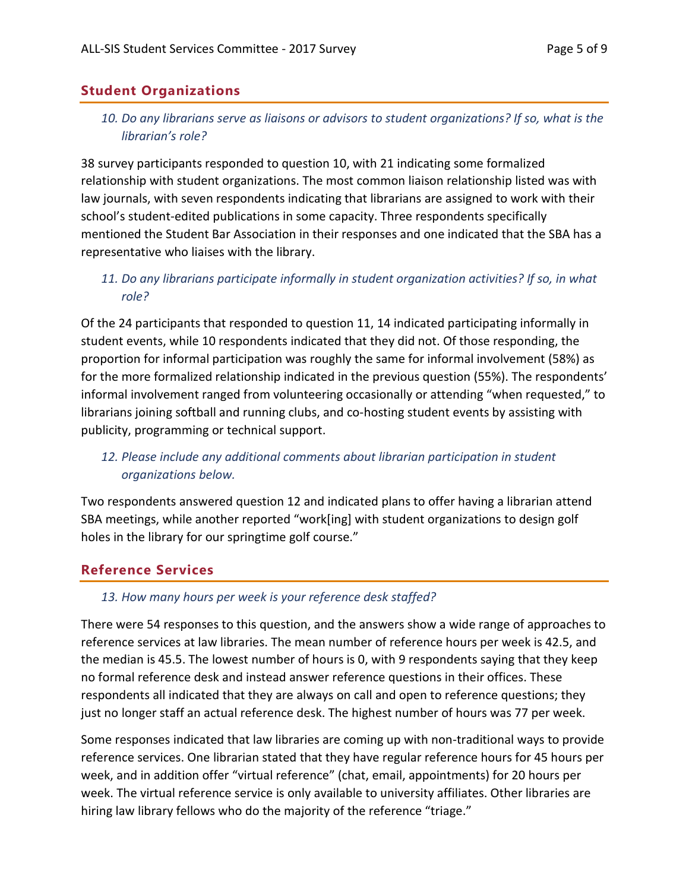## Student Organizations

*10. Do any librarians serve as liaisons or advisors to student organizations? If so, what is the librarian's role?*

38 survey participants responded to question 10, with 21 indicating some formalized relationship with student organizations. The most common liaison relationship listed was with law journals, with seven respondents indicating that librarians are assigned to work with their school's student-edited publications in some capacity. Three respondents specifically mentioned the Student Bar Association in their responses and one indicated that the SBA has a representative who liaises with the library.

*11. Do any librarians participate informally in student organization activities? If so, in what role?*

Of the 24 participants that responded to question 11, 14 indicated participating informally in student events, while 10 respondents indicated that they did not. Of those responding, the proportion for informal participation was roughly the same for informal involvement (58%) as for the more formalized relationship indicated in the previous question (55%). The respondents' informal involvement ranged from volunteering occasionally or attending "when requested," to librarians joining softball and running clubs, and co-hosting student events by assisting with publicity, programming or technical support.

*12. Please include any additional comments about librarian participation in student organizations below.*

Two respondents answered question 12 and indicated plans to offer having a librarian attend SBA meetings, while another reported "work[ing] with student organizations to design golf holes in the library for our springtime golf course."

## Reference Services

*13. How many hours per week is your reference desk staffed?*

There were 54 responses to this question, and the answers show a wide range of approaches to reference services at law libraries. The mean number of reference hours per week is 42.5, and the median is 45.5. The lowest number of hours is 0, with 9 respondents saying that they keep no formal reference desk and instead answer reference questions in their offices. These respondents all indicated that they are always on call and open to reference questions; they just no longer staff an actual reference desk. The highest number of hours was 77 per week.

Some responses indicated that law libraries are coming up with non-traditional ways to provide reference services. One librarian stated that they have regular reference hours for 45 hours per week, and in addition offer "virtual reference" (chat, email, appointments) for 20 hours per week. The virtual reference service is only available to university affiliates. Other libraries are hiring law library fellows who do the majority of the reference "triage."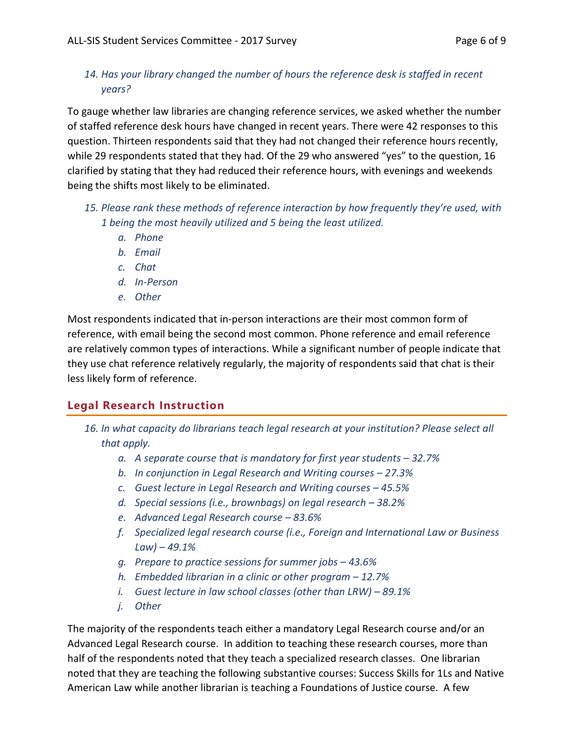*14. Has your library changed the number of hours the reference desk is staffed in recent years?*

To gauge whether law libraries are changing reference services, we asked whether the number of staffed reference desk hours have changed in recent years. There were 42 responses to this question. Thirteen respondents said that they had not changed their reference hours recently, while 29 respondents stated that they had. Of the 29 who answered "yes" to the question, 16 clarified by stating that they had reduced their reference hours, with evenings and weekends being the shifts most likely to be eliminated.

*15. Please rank these methods of reference interaction by how frequently they're used, with 1 being the most heavily utilized and 5 being the least utilized.*

*a. Phone*
*b. Email*
*c. Chat*
*d. In-Person*
*e. Other*

Most respondents indicated that in-person interactions are their most common form of reference, with email being the second most common. Phone reference and email reference are relatively common types of interactions. While a significant number of people indicate that they use chat reference relatively regularly, the majority of respondents said that chat is their less likely form of reference.

## Legal Research Instruction

*16. In what capacity do librarians teach legal research at your institution? Please select all that apply.*

*a. A separate course that is mandatory for first year students – 32.7%*
*b. In conjunction in Legal Research and Writing courses – 27.3%*
*c. Guest lecture in Legal Research and Writing courses – 45.5%*
*d. Special sessions (i.e., brownbags) on legal research – 38.2%*
*e. Advanced Legal Research course – 83.6%*
*f. Specialized legal research course (i.e., Foreign and International Law or Business Law) – 49.1%*
*g. Prepare to practice sessions for summer jobs – 43.6%*
*h. Embedded librarian in a clinic or other program – 12.7%*
*i. Guest lecture in law school classes (other than LRW) – 89.1%*
*j. Other*

The majority of the respondents teach either a mandatory Legal Research course and/or an Advanced Legal Research course. In addition to teaching these research courses, more than half of the respondents noted that they teach a specialized research classes. One librarian noted that they are teaching the following substantive courses: Success Skills for 1Ls and Native American Law while another librarian is teaching a Foundations of Justice course. A few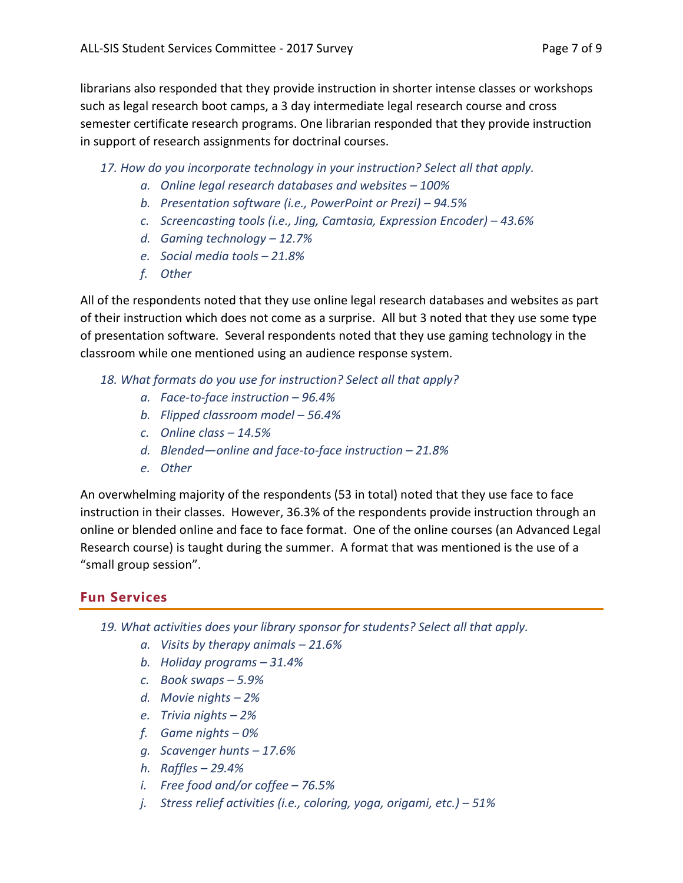librarians also responded that they provide instruction in shorter intense classes or workshops such as legal research boot camps, a 3 day intermediate legal research course and cross semester certificate research programs. One librarian responded that they provide instruction in support of research assignments for doctrinal courses.

*17. How do you incorporate technology in your instruction? Select all that apply.*

- *a. Online legal research databases and websites – 100%*
- *b. Presentation software (i.e., PowerPoint or Prezi) – 94.5%*
- *c. Screencasting tools (i.e., Jing, Camtasia, Expression Encoder) – 43.6%*
- *d. Gaming technology – 12.7%*
- *e. Social media tools – 21.8%*
- *f. Other*

All of the respondents noted that they use online legal research databases and websites as part of their instruction which does not come as a surprise. All but 3 noted that they use some type of presentation software. Several respondents noted that they use gaming technology in the classroom while one mentioned using an audience response system.

*18. What formats do you use for instruction? Select all that apply?*

- *a. Face-to-face instruction – 96.4%*
- *b. Flipped classroom model – 56.4%*
- *c. Online class – 14.5%*
- *d. Blended—online and face-to-face instruction – 21.8%*
- *e. Other*

An overwhelming majority of the respondents (53 in total) noted that they use face to face instruction in their classes. However, 36.3% of the respondents provide instruction through an online or blended online and face to face format. One of the online courses (an Advanced Legal Research course) is taught during the summer. A format that was mentioned is the use of a "small group session".

## Fun Services

*19. What activities does your library sponsor for students? Select all that apply.*

- *a. Visits by therapy animals – 21.6%*
- *b. Holiday programs – 31.4%*
- *c. Book swaps – 5.9%*
- *d. Movie nights – 2%*
- *e. Trivia nights – 2%*
- *f. Game nights – 0%*
- *g. Scavenger hunts – 17.6%*
- *h. Raffles – 29.4%*
- *i. Free food and/or coffee – 76.5%*
- *j. Stress relief activities (i.e., coloring, yoga, origami, etc.) – 51%*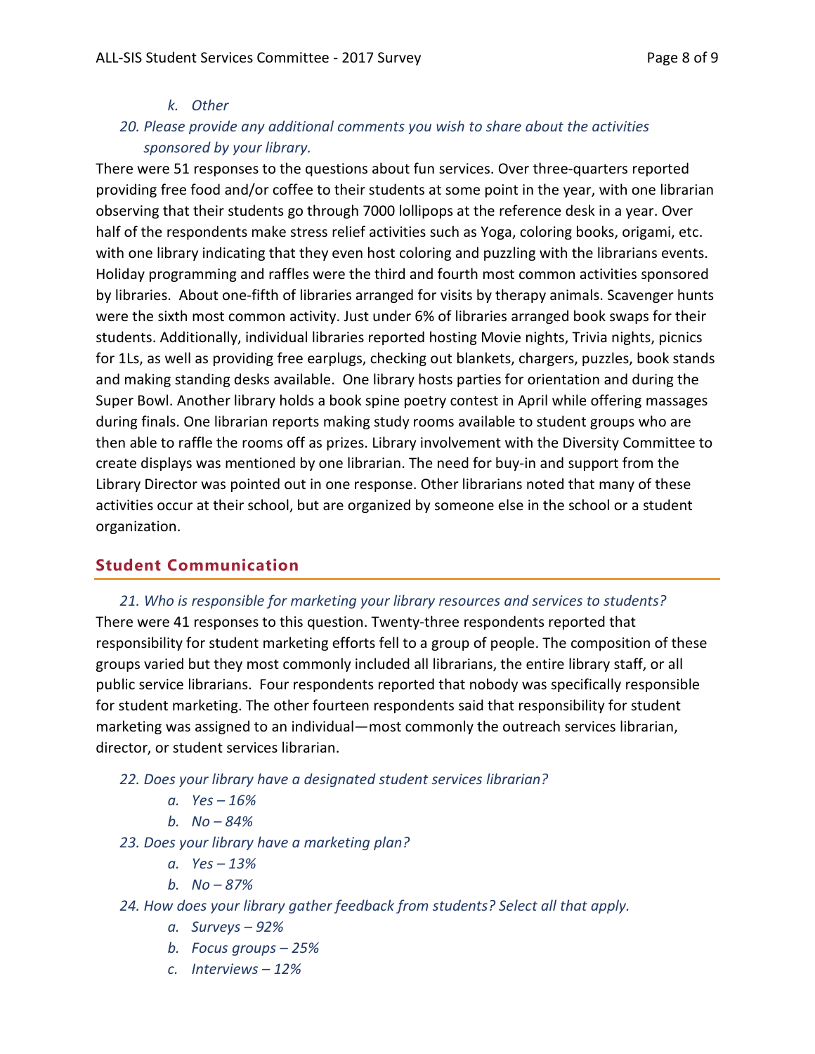k. *Other*

20. *Please provide any additional comments you wish to share about the activities sponsored by your library.*

There were 51 responses to the questions about fun services. Over three-quarters reported providing free food and/or coffee to their students at some point in the year, with one librarian observing that their students go through 7000 lollipops at the reference desk in a year. Over half of the respondents make stress relief activities such as Yoga, coloring books, origami, etc. with one library indicating that they even host coloring and puzzling with the librarians events. Holiday programming and raffles were the third and fourth most common activities sponsored by libraries. About one-fifth of libraries arranged for visits by therapy animals. Scavenger hunts were the sixth most common activity. Just under 6% of libraries arranged book swaps for their students. Additionally, individual libraries reported hosting Movie nights, Trivia nights, picnics for 1Ls, as well as providing free earplugs, checking out blankets, chargers, puzzles, book stands and making standing desks available. One library hosts parties for orientation and during the Super Bowl. Another library holds a book spine poetry contest in April while offering massages during finals. One librarian reports making study rooms available to student groups who are then able to raffle the rooms off as prizes. Library involvement with the Diversity Committee to create displays was mentioned by one librarian. The need for buy-in and support from the Library Director was pointed out in one response. Other librarians noted that many of these activities occur at their school, but are organized by someone else in the school or a student organization.

## Student Communication

21. *Who is responsible for marketing your library resources and services to students?*

There were 41 responses to this question. Twenty-three respondents reported that responsibility for student marketing efforts fell to a group of people. The composition of these groups varied but they most commonly included all librarians, the entire library staff, or all public service librarians. Four respondents reported that nobody was specifically responsible for student marketing. The other fourteen respondents said that responsibility for student marketing was assigned to an individual—most commonly the outreach services librarian, director, or student services librarian.

22. *Does your library have a designated student services librarian?*
    a. *Yes – 16%*
    b. *No – 84%*
23. *Does your library have a marketing plan?*
    a. *Yes – 13%*
    b. *No – 87%*
24. *How does your library gather feedback from students? Select all that apply.*
    a. *Surveys – 92%*
    b. *Focus groups – 25%*
    c. *Interviews – 12%*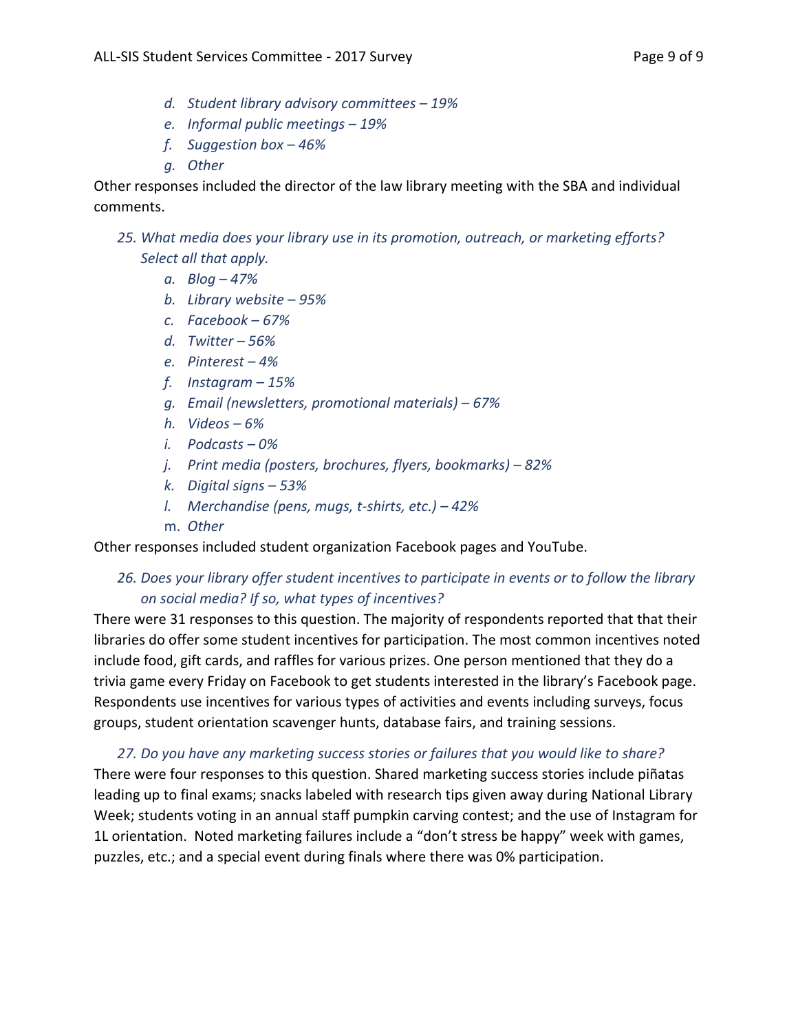- *d. Student library advisory committees – 19%*
- *e. Informal public meetings – 19%*
- *f. Suggestion box – 46%*
- *g. Other*

Other responses included the director of the law library meeting with the SBA and individual comments.

*25. What media does your library use in its promotion, outreach, or marketing efforts? Select all that apply.*

- *a. Blog – 47%*
- *b. Library website – 95%*
- *c. Facebook – 67%*
- *d. Twitter – 56%*
- *e. Pinterest – 4%*
- *f. Instagram – 15%*
- *g. Email (newsletters, promotional materials) – 67%*
- *h. Videos – 6%*
- *i. Podcasts – 0%*
- *j. Print media (posters, brochures, flyers, bookmarks) – 82%*
- *k. Digital signs – 53%*
- *l. Merchandise (pens, mugs, t-shirts, etc.) – 42%*
- m. *Other*

Other responses included student organization Facebook pages and YouTube.

*26. Does your library offer student incentives to participate in events or to follow the library on social media? If so, what types of incentives?*

There were 31 responses to this question. The majority of respondents reported that that their libraries do offer some student incentives for participation. The most common incentives noted include food, gift cards, and raffles for various prizes. One person mentioned that they do a trivia game every Friday on Facebook to get students interested in the library's Facebook page. Respondents use incentives for various types of activities and events including surveys, focus groups, student orientation scavenger hunts, database fairs, and training sessions.

*27. Do you have any marketing success stories or failures that you would like to share?*

There were four responses to this question. Shared marketing success stories include piñatas leading up to final exams; snacks labeled with research tips given away during National Library Week; students voting in an annual staff pumpkin carving contest; and the use of Instagram for 1L orientation. Noted marketing failures include a "don't stress be happy" week with games, puzzles, etc.; and a special event during finals where there was 0% participation.